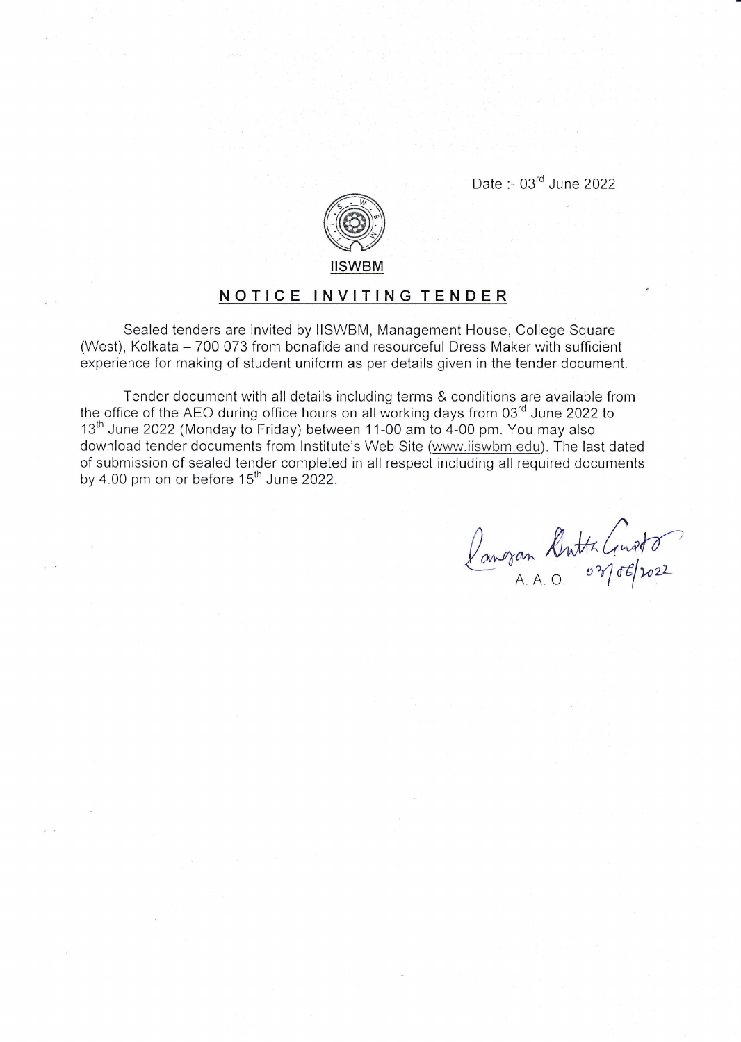Date :- 03rd June 2022

IISWBM

# NOTICE INVITING TENDER

Sealed tenders are invited by IISWBM, Management House, College Square (West), Kolkata – 700 073 from bonafide and resourceful Dress Maker with sufficient experience for making of student uniform as per details given in the tender document.

Tender document with all details including terms & conditions are available from the office of the AEO during office hours on all working days from 03rd June 2022 to 13th June 2022 (Monday to Friday) between 11-00 am to 4-00 pm. You may also download tender documents from Institute's Web Site (www.iiswbm.edu). The last dated of submission of sealed tender completed in all respect including all required documents by 4.00 pm on or before 15th June 2022.

Sangran Dutta Gupta
A. A. O. 03/06/2022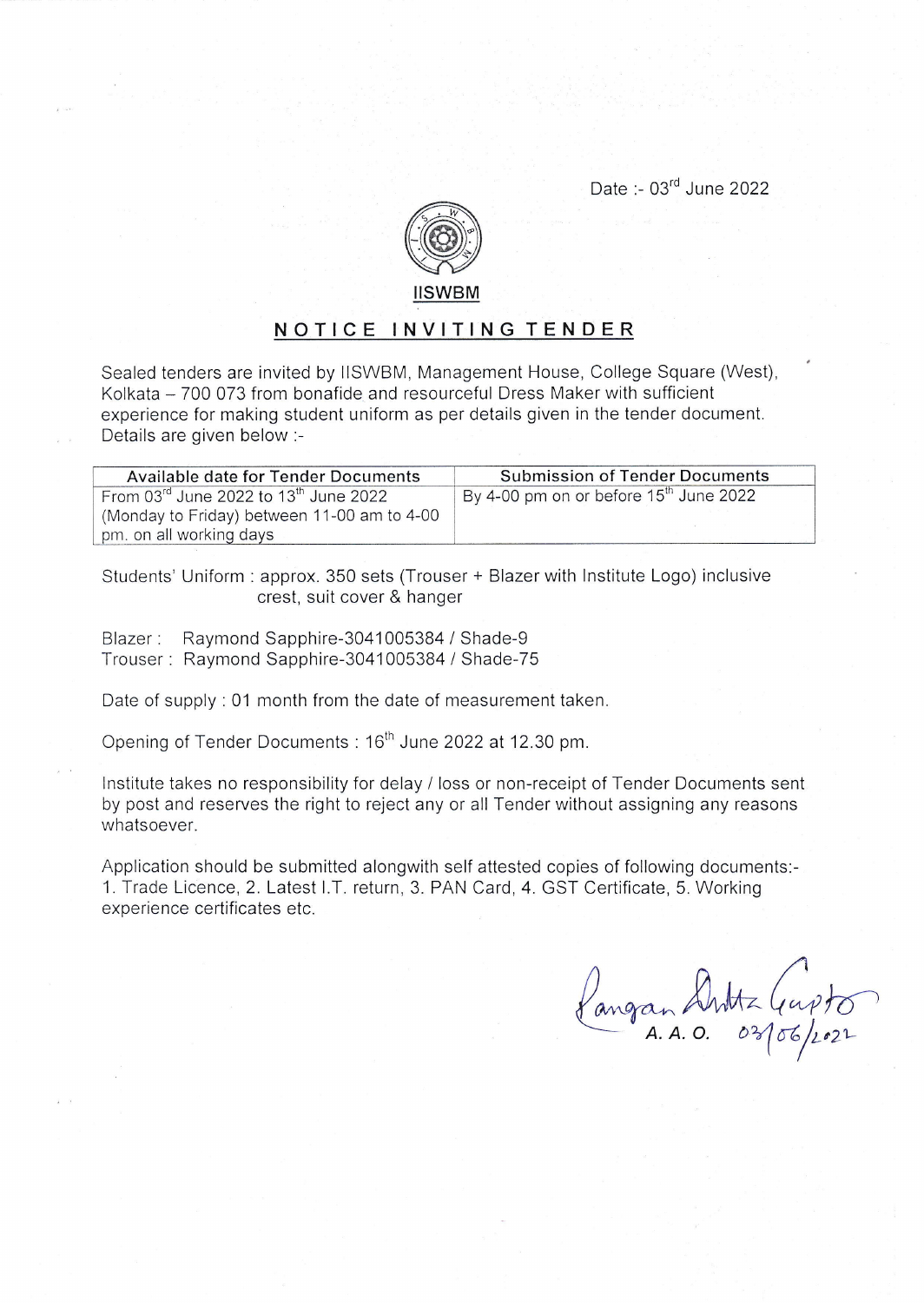Date :- 03rd June 2022

**IISWBM**

## NOTICE INVITING TENDER

Sealed tenders are invited by IISWBM, Management House, College Square (West), Kolkata – 700 073 from bonafide and resourceful Dress Maker with sufficient experience for making student uniform as per details given in the tender document. Details are given below :-

| Available date for Tender Documents | Submission of Tender Documents |
|---|---|
| From 03rd June 2022 to 13th June 2022 (Monday to Friday) between 11-00 am to 4-00 pm. on all working days | By 4-00 pm on or before 15th June 2022 |

Students' Uniform : approx. 350 sets (Trouser + Blazer with Institute Logo) inclusive crest, suit cover & hanger

Blazer : Raymond Sapphire-3041005384 / Shade-9
Trouser : Raymond Sapphire-3041005384 / Shade-75

Date of supply : 01 month from the date of measurement taken.

Opening of Tender Documents : 16th June 2022 at 12.30 pm.

Institute takes no responsibility for delay / loss or non-receipt of Tender Documents sent by post and reserves the right to reject any or all Tender without assigning any reasons whatsoever.

Application should be submitted alongwith self attested copies of following documents:-
1. Trade Licence, 2. Latest I.T. return, 3. PAN Card, 4. GST Certificate, 5. Working experience certificates etc.

Rangan Dutta Gupta
A. A. O. 03/06/2022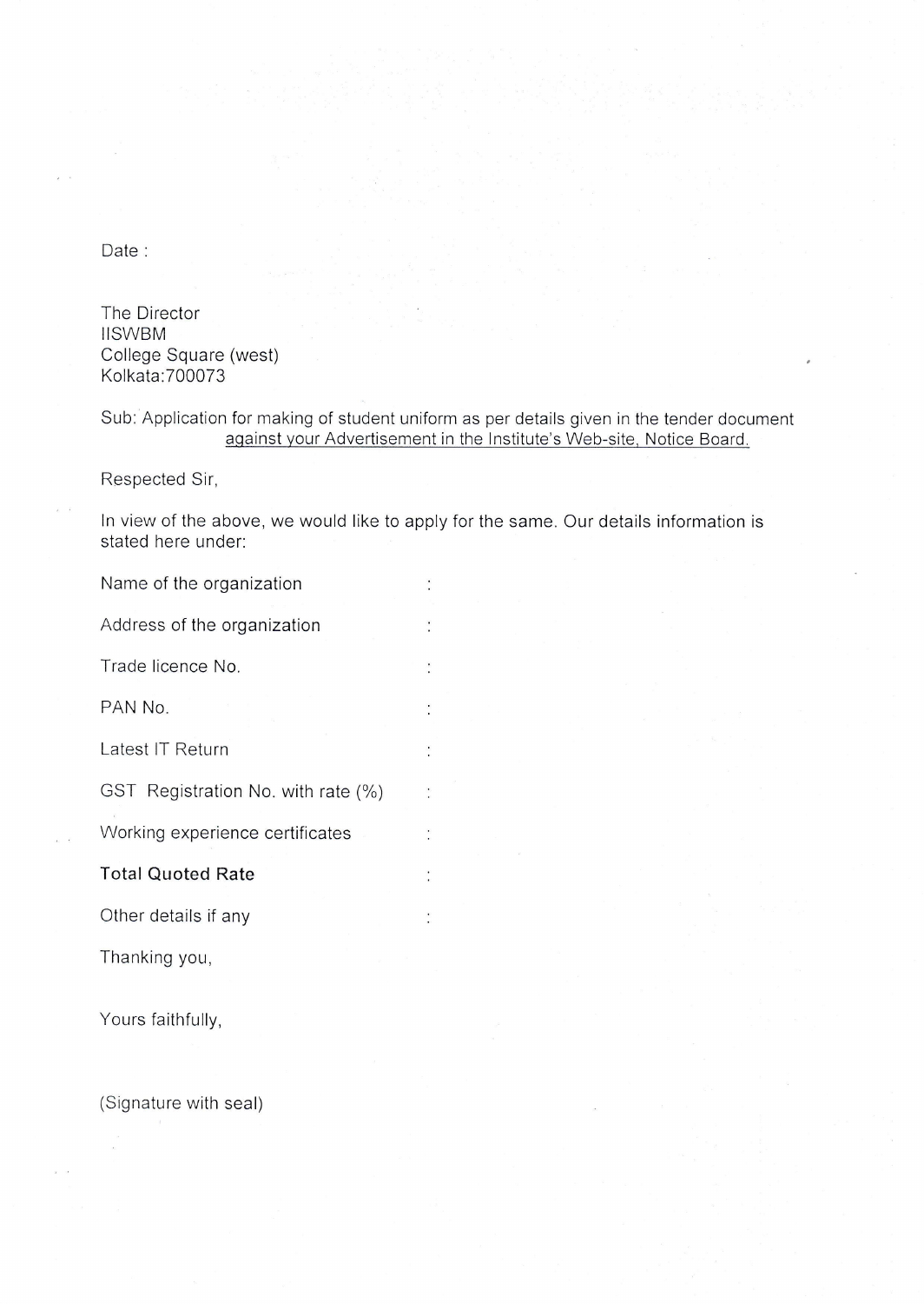Date :

The Director
IISWBM
College Square (west)
Kolkata:700073

Sub: Application for making of student uniform as per details given in the tender document against your Advertisement in the Institute's Web-site, Notice Board.

Respected Sir,

In view of the above, we would like to apply for the same. Our details information is stated here under:

Name of the organization :

Address of the organization :

Trade licence No. :

PAN No. :

Latest IT Return :

GST Registration No. with rate (%) :

Working experience certificates :

**Total Quoted Rate** :

Other details if any :

Thanking you,

Yours faithfully,

(Signature with seal)